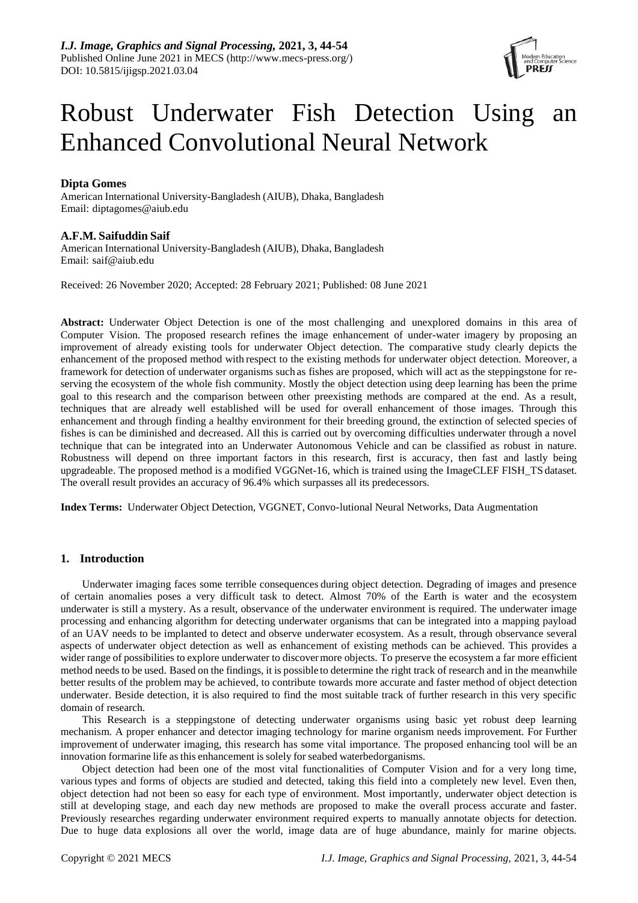# Robust Underwater Fish Detection Using an Enhanced Convolutional Neural Network

**Dipta Gomes**
American International University-Bangladesh (AIUB), Dhaka, Bangladesh
Email: diptagomes@aiub.edu

**A.F.M. Saifuddin Saif**
American International University-Bangladesh (AIUB), Dhaka, Bangladesh
Email: saif@aiub.edu

Received: 26 November 2020; Accepted: 28 February 2021; Published: 08 June 2021

**Abstract:** Underwater Object Detection is one of the most challenging and unexplored domains in this area of Computer Vision. The proposed research refines the image enhancement of under-water imagery by proposing an improvement of already existing tools for underwater Object detection. The comparative study clearly depicts the enhancement of the proposed method with respect to the existing methods for underwater object detection. Moreover, a framework for detection of underwater organisms such as fishes are proposed, which will act as the steppingstone for re-serving the ecosystem of the whole fish community. Mostly the object detection using deep learning has been the prime goal to this research and the comparison between other preexisting methods are compared at the end. As a result, techniques that are already well established will be used for overall enhancement of those images. Through this enhancement and through finding a healthy environment for their breeding ground, the extinction of selected species of fishes is can be diminished and decreased. All this is carried out by overcoming difficulties underwater through a novel technique that can be integrated into an Underwater Autonomous Vehicle and can be classified as robust in nature. Robustness will depend on three important factors in this research, first is accuracy, then fast and lastly being upgradeable. The proposed method is a modified VGGNet-16, which is trained using the ImageCLEF FISH_TS dataset. The overall result provides an accuracy of 96.4% which surpasses all its predecessors.

**Index Terms:** Underwater Object Detection, VGGNET, Convo-lutional Neural Networks, Data Augmentation

## 1. Introduction

Underwater imaging faces some terrible consequences during object detection. Degrading of images and presence of certain anomalies poses a very difficult task to detect. Almost 70% of the Earth is water and the ecosystem underwater is still a mystery. As a result, observance of the underwater environment is required. The underwater image processing and enhancing algorithm for detecting underwater organisms that can be integrated into a mapping payload of an UAV needs to be implanted to detect and observe underwater ecosystem. As a result, through observance several aspects of underwater object detection as well as enhancement of existing methods can be achieved. This provides a wider range of possibilities to explore underwater to discover more objects. To preserve the ecosystem a far more efficient method needs to be used. Based on the findings, it is possible to determine the right track of research and in the meanwhile better results of the problem may be achieved, to contribute towards more accurate and faster method of object detection underwater. Beside detection, it is also required to find the most suitable track of further research in this very specific domain of research.

This Research is a steppingstone of detecting underwater organisms using basic yet robust deep learning mechanism. A proper enhancer and detector imaging technology for marine organism needs improvement. For Further improvement of underwater imaging, this research has some vital importance. The proposed enhancing tool will be an innovation formarine life as this enhancement is solely for seabed waterbedorganisms.

Object detection had been one of the most vital functionalities of Computer Vision and for a very long time, various types and forms of objects are studied and detected, taking this field into a completely new level. Even then, object detection had not been so easy for each type of environment. Most importantly, underwater object detection is still at developing stage, and each day new methods are proposed to make the overall process accurate and faster. Previously researches regarding underwater environment required experts to manually annotate objects for detection. Due to huge data explosions all over the world, image data are of huge abundance, mainly for marine objects.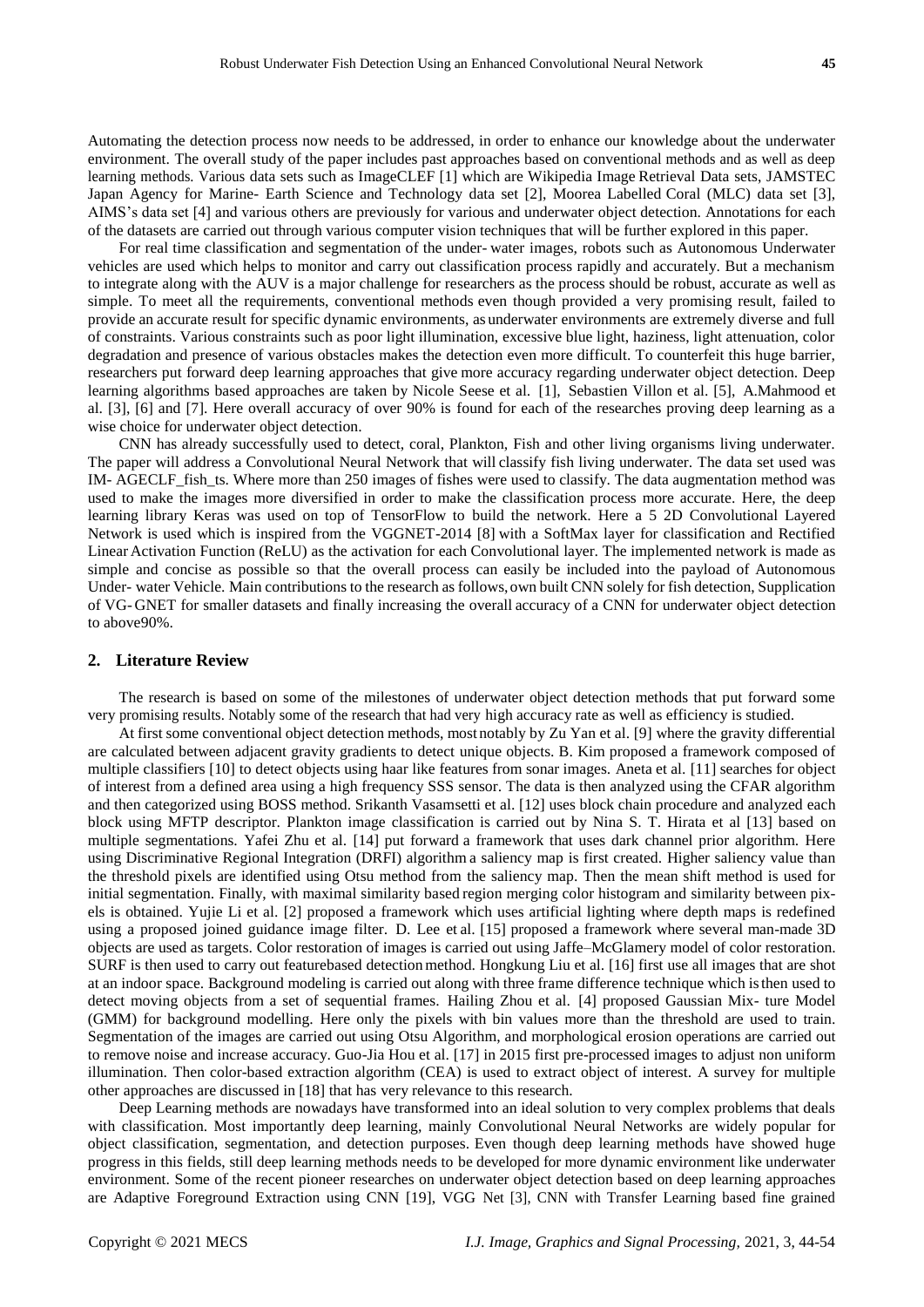Automating the detection process now needs to be addressed, in order to enhance our knowledge about the underwater environment. The overall study of the paper includes past approaches based on conventional methods and as well as deep learning methods. Various data sets such as ImageCLEF [1] which are Wikipedia Image Retrieval Data sets, JAMSTEC Japan Agency for Marine- Earth Science and Technology data set [2], Moorea Labelled Coral (MLC) data set [3], AIMS's data set [4] and various others are previously for various and underwater object detection. Annotations for each of the datasets are carried out through various computer vision techniques that will be further explored in this paper.

For real time classification and segmentation of the under- water images, robots such as Autonomous Underwater vehicles are used which helps to monitor and carry out classification process rapidly and accurately. But a mechanism to integrate along with the AUV is a major challenge for researchers as the process should be robust, accurate as well as simple. To meet all the requirements, conventional methods even though provided a very promising result, failed to provide an accurate result for specific dynamic environments, as underwater environments are extremely diverse and full of constraints. Various constraints such as poor light illumination, excessive blue light, haziness, light attenuation, color degradation and presence of various obstacles makes the detection even more difficult. To counterfeit this huge barrier, researchers put forward deep learning approaches that give more accuracy regarding underwater object detection. Deep learning algorithms based approaches are taken by Nicole Seese et al. [1], Sebastien Villon et al. [5], A.Mahmood et al. [3], [6] and [7]. Here overall accuracy of over 90% is found for each of the researches proving deep learning as a wise choice for underwater object detection.

CNN has already successfully used to detect, coral, Plankton, Fish and other living organisms living underwater. The paper will address a Convolutional Neural Network that will classify fish living underwater. The data set used was IM- AGECLF_fish_ts. Where more than 250 images of fishes were used to classify. The data augmentation method was used to make the images more diversified in order to make the classification process more accurate. Here, the deep learning library Keras was used on top of TensorFlow to build the network. Here a 5 2D Convolutional Layered Network is used which is inspired from the VGGNET-2014 [8] with a SoftMax layer for classification and Rectified Linear Activation Function (ReLU) as the activation for each Convolutional layer. The implemented network is made as simple and concise as possible so that the overall process can easily be included into the payload of Autonomous Under- water Vehicle. Main contributions to the research as follows, own built CNN solely for fish detection, Supplication of VG- GNET for smaller datasets and finally increasing the overall accuracy of a CNN for underwater object detection to above90%.

## 2. Literature Review

The research is based on some of the milestones of underwater object detection methods that put forward some very promising results. Notably some of the research that had very high accuracy rate as well as efficiency is studied.

At first some conventional object detection methods, most notably by Zu Yan et al. [9] where the gravity differential are calculated between adjacent gravity gradients to detect unique objects. B. Kim proposed a framework composed of multiple classifiers [10] to detect objects using haar like features from sonar images. Aneta et al. [11] searches for object of interest from a defined area using a high frequency SSS sensor. The data is then analyzed using the CFAR algorithm and then categorized using BOSS method. Srikanth Vasamsetti et al. [12] uses block chain procedure and analyzed each block using MFTP descriptor. Plankton image classification is carried out by Nina S. T. Hirata et al [13] based on multiple segmentations. Yafei Zhu et al. [14] put forward a framework that uses dark channel prior algorithm. Here using Discriminative Regional Integration (DRFI) algorithm a saliency map is first created. Higher saliency value than the threshold pixels are identified using Otsu method from the saliency map. Then the mean shift method is used for initial segmentation. Finally, with maximal similarity based region merging color histogram and similarity between pix- els is obtained. Yujie Li et al. [2] proposed a framework which uses artificial lighting where depth maps is redefined using a proposed joined guidance image filter. D. Lee et al. [15] proposed a framework where several man-made 3D objects are used as targets. Color restoration of images is carried out using Jaffe–McGlamery model of color restoration. SURF is then used to carry out featurebased detection method. Hongkung Liu et al. [16] first use all images that are shot at an indoor space. Background modeling is carried out along with three frame difference technique which is then used to detect moving objects from a set of sequential frames. Hailing Zhou et al. [4] proposed Gaussian Mix- ture Model (GMM) for background modelling. Here only the pixels with bin values more than the threshold are used to train. Segmentation of the images are carried out using Otsu Algorithm, and morphological erosion operations are carried out to remove noise and increase accuracy. Guo-Jia Hou et al. [17] in 2015 first pre-processed images to adjust non uniform illumination. Then color-based extraction algorithm (CEA) is used to extract object of interest. A survey for multiple other approaches are discussed in [18] that has very relevance to this research.

Deep Learning methods are nowadays have transformed into an ideal solution to very complex problems that deals with classification. Most importantly deep learning, mainly Convolutional Neural Networks are widely popular for object classification, segmentation, and detection purposes. Even though deep learning methods have showed huge progress in this fields, still deep learning methods needs to be developed for more dynamic environment like underwater environment. Some of the recent pioneer researches on underwater object detection based on deep learning approaches are Adaptive Foreground Extraction using CNN [19], VGG Net [3], CNN with Transfer Learning based fine grained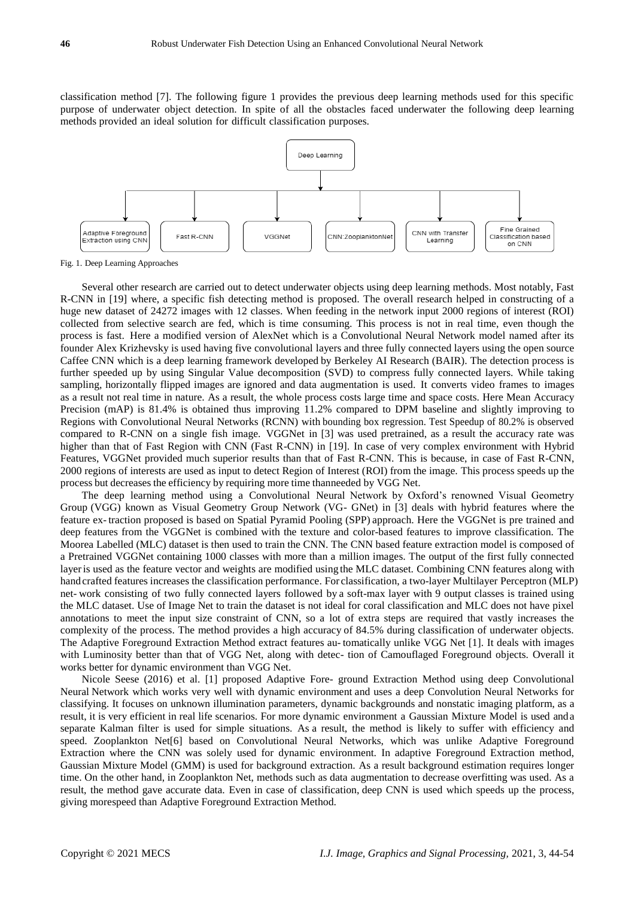classification method [7]. The following figure 1 provides the previous deep learning methods used for this specific purpose of underwater object detection. In spite of all the obstacles faced underwater the following deep learning methods provided an ideal solution for difficult classification purposes.

Deep Learning

Adaptive Foreground Extraction using CNN

Fast R-CNN

VGGNet

CNN:ZooplanktonNet

CNN with Transfer Learning

Fine Grained Classification based on CNN

Fig. 1. Deep Learning Approaches

Several other research are carried out to detect underwater objects using deep learning methods. Most notably, Fast R-CNN in [19] where, a specific fish detecting method is proposed. The overall research helped in constructing of a huge new dataset of 24272 images with 12 classes. When feeding in the network input 2000 regions of interest (ROI) collected from selective search are fed, which is time consuming. This process is not in real time, even though the process is fast. Here a modified version of AlexNet which is a Convolutional Neural Network model named after its founder Alex Krizhevsky is used having five convolutional layers and three fully connected layers using the open source Caffee CNN which is a deep learning framework developed by Berkeley AI Research (BAIR). The detection process is further speeded up by using Singular Value decomposition (SVD) to compress fully connected layers. While taking sampling, horizontally flipped images are ignored and data augmentation is used. It converts video frames to images as a result not real time in nature. As a result, the whole process costs large time and space costs. Here Mean Accuracy Precision (mAP) is 81.4% is obtained thus improving 11.2% compared to DPM baseline and slightly improving to Regions with Convolutional Neural Networks (RCNN) with bounding box regression. Test Speedup of 80.2% is observed compared to R-CNN on a single fish image. VGGNet in [3] was used pretrained, as a result the accuracy rate was higher than that of Fast Region with CNN (Fast R-CNN) in [19]. In case of very complex environment with Hybrid Features, VGGNet provided much superior results than that of Fast R-CNN. This is because, in case of Fast R-CNN, 2000 regions of interests are used as input to detect Region of Interest (ROI) from the image. This process speeds up the process but decreases the efficiency by requiring more time thanneeded by VGG Net.

The deep learning method using a Convolutional Neural Network by Oxford's renowned Visual Geometry Group (VGG) known as Visual Geometry Group Network (VG- GNet) in [3] deals with hybrid features where the feature ex- traction proposed is based on Spatial Pyramid Pooling (SPP) approach. Here the VGGNet is pre trained and deep features from the VGGNet is combined with the texture and color-based features to improve classification. The Moorea Labelled (MLC) dataset is then used to train the CNN. The CNN based feature extraction model is composed of a Pretrained VGGNet containing 1000 classes with more than a million images. The output of the first fully connected layer is used as the feature vector and weights are modified using the MLC dataset. Combining CNN features along with hand crafted features increases the classification performance. For classification, a two-layer Multilayer Perceptron (MLP) net- work consisting of two fully connected layers followed by a soft-max layer with 9 output classes is trained using the MLC dataset. Use of Image Net to train the dataset is not ideal for coral classification and MLC does not have pixel annotations to meet the input size constraint of CNN, so a lot of extra steps are required that vastly increases the complexity of the process. The method provides a high accuracy of 84.5% during classification of underwater objects. The Adaptive Foreground Extraction Method extract features au- tomatically unlike VGG Net [1]. It deals with images with Luminosity better than that of VGG Net, along with detec- tion of Camouflaged Foreground objects. Overall it works better for dynamic environment than VGG Net.

Nicole Seese (2016) et al. [1] proposed Adaptive Fore- ground Extraction Method using deep Convolutional Neural Network which works very well with dynamic environment and uses a deep Convolution Neural Networks for classifying. It focuses on unknown illumination parameters, dynamic backgrounds and nonstatic imaging platform, as a result, it is very efficient in real life scenarios. For more dynamic environment a Gaussian Mixture Model is used and a separate Kalman filter is used for simple situations. As a result, the method is likely to suffer with efficiency and speed. Zooplankton Net[6] based on Convolutional Neural Networks, which was unlike Adaptive Foreground Extraction where the CNN was solely used for dynamic environment. In adaptive Foreground Extraction method, Gaussian Mixture Model (GMM) is used for background extraction. As a result background estimation requires longer time. On the other hand, in Zooplankton Net, methods such as data augmentation to decrease overfitting was used. As a result, the method gave accurate data. Even in case of classification, deep CNN is used which speeds up the process, giving morespeed than Adaptive Foreground Extraction Method.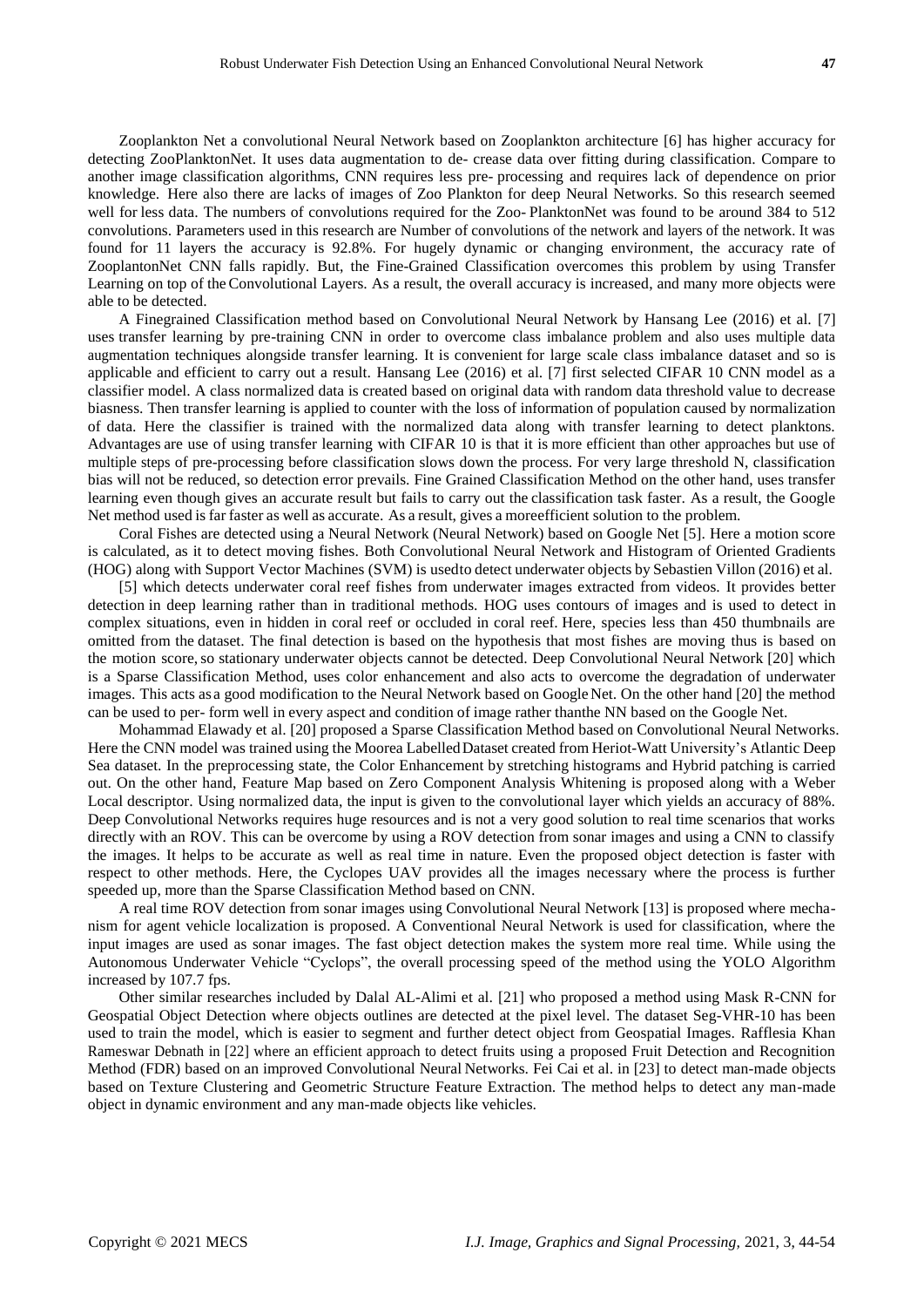Zooplankton Net a convolutional Neural Network based on Zooplankton architecture [6] has higher accuracy for detecting ZooPlanktonNet. It uses data augmentation to de- crease data over fitting during classification. Compare to another image classification algorithms, CNN requires less pre- processing and requires lack of dependence on prior knowledge. Here also there are lacks of images of Zoo Plankton for deep Neural Networks. So this research seemed well for less data. The numbers of convolutions required for the Zoo- PlanktonNet was found to be around 384 to 512 convolutions. Parameters used in this research are Number of convolutions of the network and layers of the network. It was found for 11 layers the accuracy is 92.8%. For hugely dynamic or changing environment, the accuracy rate of ZooplantonNet CNN falls rapidly. But, the Fine-Grained Classification overcomes this problem by using Transfer Learning on top of the Convolutional Layers. As a result, the overall accuracy is increased, and many more objects were able to be detected.

A Finegrained Classification method based on Convolutional Neural Network by Hansang Lee (2016) et al. [7] uses transfer learning by pre-training CNN in order to overcome class imbalance problem and also uses multiple data augmentation techniques alongside transfer learning. It is convenient for large scale class imbalance dataset and so is applicable and efficient to carry out a result. Hansang Lee (2016) et al. [7] first selected CIFAR 10 CNN model as a classifier model. A class normalized data is created based on original data with random data threshold value to decrease biasness. Then transfer learning is applied to counter with the loss of information of population caused by normalization of data. Here the classifier is trained with the normalized data along with transfer learning to detect planktons. Advantages are use of using transfer learning with CIFAR 10 is that it is more efficient than other approaches but use of multiple steps of pre-processing before classification slows down the process. For very large threshold N, classification bias will not be reduced, so detection error prevails. Fine Grained Classification Method on the other hand, uses transfer learning even though gives an accurate result but fails to carry out the classification task faster. As a result, the Google Net method used is far faster as well as accurate. As a result, gives a moreefficient solution to the problem.

Coral Fishes are detected using a Neural Network (Neural Network) based on Google Net [5]. Here a motion score is calculated, as it to detect moving fishes. Both Convolutional Neural Network and Histogram of Oriented Gradients (HOG) along with Support Vector Machines (SVM) is usedto detect underwater objects by Sebastien Villon (2016) et al.

[5] which detects underwater coral reef fishes from underwater images extracted from videos. It provides better detection in deep learning rather than in traditional methods. HOG uses contours of images and is used to detect in complex situations, even in hidden in coral reef or occluded in coral reef. Here, species less than 450 thumbnails are omitted from the dataset. The final detection is based on the hypothesis that most fishes are moving thus is based on the motion score, so stationary underwater objects cannot be detected. Deep Convolutional Neural Network [20] which is a Sparse Classification Method, uses color enhancement and also acts to overcome the degradation of underwater images. This acts as a good modification to the Neural Network based on Google Net. On the other hand [20] the method can be used to per- form well in every aspect and condition of image rather thanthe NN based on the Google Net.

Mohammad Elawady et al. [20] proposed a Sparse Classification Method based on Convolutional Neural Networks. Here the CNN model was trained using the Moorea Labelled Dataset created from Heriot-Watt University's Atlantic Deep Sea dataset. In the preprocessing state, the Color Enhancement by stretching histograms and Hybrid patching is carried out. On the other hand, Feature Map based on Zero Component Analysis Whitening is proposed along with a Weber Local descriptor. Using normalized data, the input is given to the convolutional layer which yields an accuracy of 88%. Deep Convolutional Networks requires huge resources and is not a very good solution to real time scenarios that works directly with an ROV. This can be overcome by using a ROV detection from sonar images and using a CNN to classify the images. It helps to be accurate as well as real time in nature. Even the proposed object detection is faster with respect to other methods. Here, the Cyclopes UAV provides all the images necessary where the process is further speeded up, more than the Sparse Classification Method based on CNN.

A real time ROV detection from sonar images using Convolutional Neural Network [13] is proposed where mecha- nism for agent vehicle localization is proposed. A Conventional Neural Network is used for classification, where the input images are used as sonar images. The fast object detection makes the system more real time. While using the Autonomous Underwater Vehicle "Cyclops", the overall processing speed of the method using the YOLO Algorithm increased by 107.7 fps.

Other similar researches included by Dalal AL-Alimi et al. [21] who proposed a method using Mask R-CNN for Geospatial Object Detection where objects outlines are detected at the pixel level. The dataset Seg-VHR-10 has been used to train the model, which is easier to segment and further detect object from Geospatial Images. Rafflesia Khan Rameswar Debnath in [22] where an efficient approach to detect fruits using a proposed Fruit Detection and Recognition Method (FDR) based on an improved Convolutional Neural Networks. Fei Cai et al. in [23] to detect man-made objects based on Texture Clustering and Geometric Structure Feature Extraction. The method helps to detect any man-made object in dynamic environment and any man-made objects like vehicles.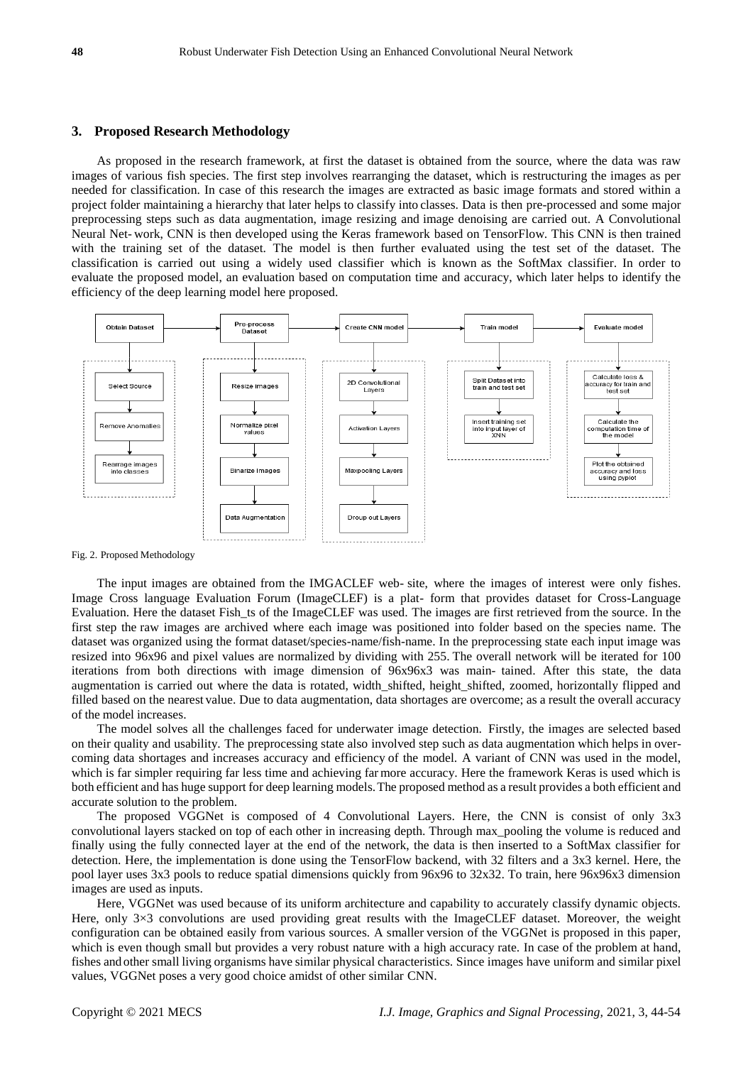## 3. Proposed Research Methodology

As proposed in the research framework, at first the dataset is obtained from the source, where the data was raw images of various fish species. The first step involves rearranging the dataset, which is restructuring the images as per needed for classification. In case of this research the images are extracted as basic image formats and stored within a project folder maintaining a hierarchy that later helps to classify into classes. Data is then pre-processed and some major preprocessing steps such as data augmentation, image resizing and image denoising are carried out. A Convolutional Neural Net- work, CNN is then developed using the Keras framework based on TensorFlow. This CNN is then trained with the training set of the dataset. The model is then further evaluated using the test set of the dataset. The classification is carried out using a widely used classifier which is known as the SoftMax classifier. In order to evaluate the proposed model, an evaluation based on computation time and accuracy, which later helps to identify the efficiency of the deep learning model here proposed.

Obtain Dataset
Select Source
Remove Anomalies
Rearrage images into classes

Pre-process Dataset
Resize images
Normalize pixel values
Binarize Images
Data Augmentation

Create CNN model
2D Convolutional Layers
Activation Layers
Maxpooling Layers
Droup out Layers

Train model
Split Dataset into train and test set
Insert training set into input layer of XNN

Evaluate model
Calculate loss & accuracy for train and test set
Calculate the computation time of the model
Plot the obtained accuracy and loss using pyplot

Fig. 2. Proposed Methodology

The input images are obtained from the IMGACLEF web- site, where the images of interest were only fishes. Image Cross language Evaluation Forum (ImageCLEF) is a plat- form that provides dataset for Cross-Language Evaluation. Here the dataset Fish_ts of the ImageCLEF was used. The images are first retrieved from the source. In the first step the raw images are archived where each image was positioned into folder based on the species name. The dataset was organized using the format dataset/species-name/fish-name. In the preprocessing state each input image was resized into 96x96 and pixel values are normalized by dividing with 255. The overall network will be iterated for 100 iterations from both directions with image dimension of 96x96x3 was main- tained. After this state, the data augmentation is carried out where the data is rotated, width_shifted, height_shifted, zoomed, horizontally flipped and filled based on the nearest value. Due to data augmentation, data shortages are overcome; as a result the overall accuracy of the model increases.

The model solves all the challenges faced for underwater image detection. Firstly, the images are selected based on their quality and usability. The preprocessing state also involved step such as data augmentation which helps in over- coming data shortages and increases accuracy and efficiency of the model. A variant of CNN was used in the model, which is far simpler requiring far less time and achieving far more accuracy. Here the framework Keras is used which is both efficient and has huge support for deep learning models. The proposed method as a result provides a both efficient and accurate solution to the problem.

The proposed VGGNet is composed of 4 Convolutional Layers. Here, the CNN is consist of only 3x3 convolutional layers stacked on top of each other in increasing depth. Through max_pooling the volume is reduced and finally using the fully connected layer at the end of the network, the data is then inserted to a SoftMax classifier for detection. Here, the implementation is done using the TensorFlow backend, with 32 filters and a 3x3 kernel. Here, the pool layer uses 3x3 pools to reduce spatial dimensions quickly from 96x96 to 32x32. To train, here 96x96x3 dimension images are used as inputs.

Here, VGGNet was used because of its uniform architecture and capability to accurately classify dynamic objects. Here, only 3×3 convolutions are used providing great results with the ImageCLEF dataset. Moreover, the weight configuration can be obtained easily from various sources. A smaller version of the VGGNet is proposed in this paper, which is even though small but provides a very robust nature with a high accuracy rate. In case of the problem at hand, fishes and other small living organisms have similar physical characteristics. Since images have uniform and similar pixel values, VGGNet poses a very good choice amidst of other similar CNN.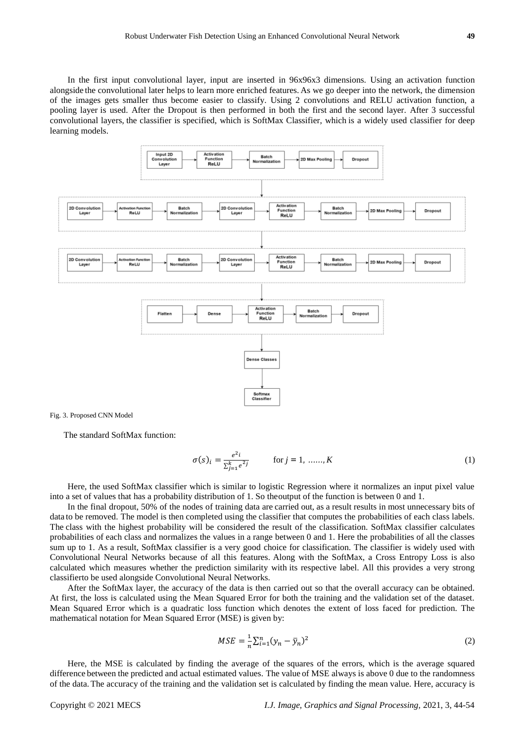In the first input convolutional layer, input are inserted in 96x96x3 dimensions. Using an activation function alongside the convolutional later helps to learn more enriched features. As we go deeper into the network, the dimension of the images gets smaller thus become easier to classify. Using 2 convolutions and RELU activation function, a pooling layer is used. After the Dropout is then performed in both the first and the second layer. After 3 successful convolutional layers, the classifier is specified, which is SoftMax Classifier, which is a widely used classifier for deep learning models.

Input 2D Convolution Layer → Activation Function ReLU → Batch Normalization → 2D Max Pooling → Dropout

2D Convolution Layer → Activation Function ReLU → Batch Normalization → 2D Convolution Layer → Activation Function ReLU → Batch Normalization → 2D Max Pooling → Dropout

2D Convolution Layer → Activation Function ReLU → Batch Normalization → 2D Convolution Layer → Activation Function ReLU → Batch Normalization → 2D Max Pooling → Dropout

Flatten → Dense → Activation Function ReLU → Batch Normalization → Dropout

Dense Classes

Softmax Classifier

Fig. 3. Proposed CNN Model

The standard SoftMax function:

$$\sigma(s)_i = \frac{e^{z_i}}{\sum_{j=1}^{k} e^{z_j}} \qquad \text{for } j = 1, \;\ldots\ldots, K \tag{1}$$

Here, the used SoftMax classifier which is similar to logistic Regression where it normalizes an input pixel value into a set of values that has a probability distribution of 1. So theoutput of the function is between 0 and 1.

In the final dropout, 50% of the nodes of training data are carried out, as a result results in most unnecessary bits of data to be removed. The model is then completed using the classifier that computes the probabilities of each class labels. The class with the highest probability will be considered the result of the classification. SoftMax classifier calculates probabilities of each class and normalizes the values in a range between 0 and 1. Here the probabilities of all the classes sum up to 1. As a result, SoftMax classifier is a very good choice for classification. The classifier is widely used with Convolutional Neural Networks because of all this features. Along with the SoftMax, a Cross Entropy Loss is also calculated which measures whether the prediction similarity with its respective label. All this provides a very strong classifierto be used alongside Convolutional Neural Networks.

After the SoftMax layer, the accuracy of the data is then carried out so that the overall accuracy can be obtained. At first, the loss is calculated using the Mean Squared Error for both the training and the validation set of the dataset. Mean Squared Error which is a quadratic loss function which denotes the extent of loss faced for prediction. The mathematical notation for Mean Squared Error (MSE) is given by:

$$MSE = \frac{1}{n}\sum_{i=1}^{n}(y_n - \bar{y}_n)^2 \tag{2}$$

Here, the MSE is calculated by finding the average of the squares of the errors, which is the average squared difference between the predicted and actual estimated values. The value of MSE always is above 0 due to the randomness of the data. The accuracy of the training and the validation set is calculated by finding the mean value. Here, accuracy is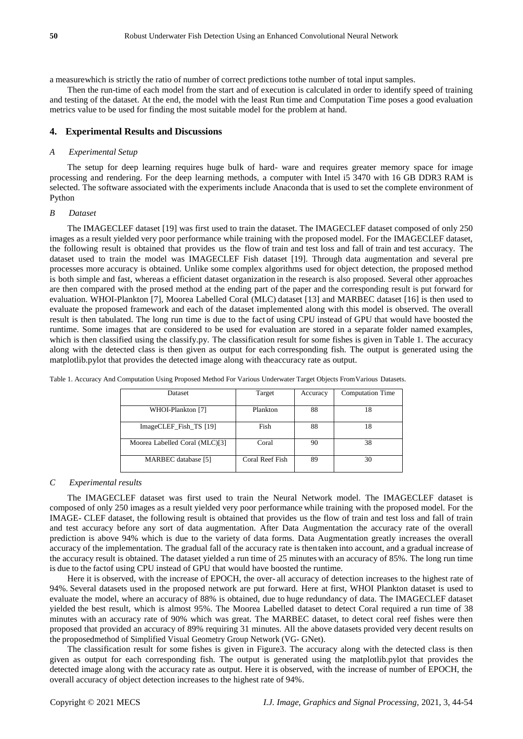a measurewhich is strictly the ratio of number of correct predictions tothe number of total input samples.

Then the run-time of each model from the start and of execution is calculated in order to identify speed of training and testing of the dataset. At the end, the model with the least Run time and Computation Time poses a good evaluation metrics value to be used for finding the most suitable model for the problem at hand.

## 4. Experimental Results and Discussions

### *A Experimental Setup*

The setup for deep learning requires huge bulk of hard- ware and requires greater memory space for image processing and rendering. For the deep learning methods, a computer with Intel i5 3470 with 16 GB DDR3 RAM is selected. The software associated with the experiments include Anaconda that is used to set the complete environment of Python

### *B Dataset*

The IMAGECLEF dataset [19] was first used to train the dataset. The IMAGECLEF dataset composed of only 250 images as a result yielded very poor performance while training with the proposed model. For the IMAGECLEF dataset, the following result is obtained that provides us the flow of train and test loss and fall of train and test accuracy. The dataset used to train the model was IMAGECLEF Fish dataset [19]. Through data augmentation and several pre processes more accuracy is obtained. Unlike some complex algorithms used for object detection, the proposed method is both simple and fast, whereas a efficient dataset organization in the research is also proposed. Several other approaches are then compared with the prosed method at the ending part of the paper and the corresponding result is put forward for evaluation. WHOI-Plankton [7], Moorea Labelled Coral (MLC) dataset [13] and MARBEC dataset [16] is then used to evaluate the proposed framework and each of the dataset implemented along with this model is observed. The overall result is then tabulated. The long run time is due to the fact of using CPU instead of GPU that would have boosted the runtime. Some images that are considered to be used for evaluation are stored in a separate folder named examples, which is then classified using the classify.py. The classification result for some fishes is given in Table 1. The accuracy along with the detected class is then given as output for each corresponding fish. The output is generated using the matplotlib.pylot that provides the detected image along with theaccuracy rate as output.

Table 1. Accuracy And Computation Using Proposed Method For Various Underwater Target Objects FromVarious Datasets.

| Dataset | Target | Accuracy | Computation Time |
|---|---|---|---|
| WHOI-Plankton [7] | Plankton | 88 | 18 |
| ImageCLEF_Fish_TS [19] | Fish | 88 | 18 |
| Moorea Labelled Coral (MLC)[3] | Coral | 90 | 38 |
| MARBEC database [5] | Coral Reef Fish | 89 | 30 |

### *C Experimental results*

The IMAGECLEF dataset was first used to train the Neural Network model. The IMAGECLEF dataset is composed of only 250 images as a result yielded very poor performance while training with the proposed model. For the IMAGE- CLEF dataset, the following result is obtained that provides us the flow of train and test loss and fall of train and test accuracy before any sort of data augmentation. After Data Augmentation the accuracy rate of the overall prediction is above 94% which is due to the variety of data forms. Data Augmentation greatly increases the overall accuracy of the implementation. The gradual fall of the accuracy rate is thentaken into account, and a gradual increase of the accuracy result is obtained. The dataset yielded a run time of 25 minutes with an accuracy of 85%. The long run time is due to the factof using CPU instead of GPU that would have boosted the runtime.

Here it is observed, with the increase of EPOCH, the over- all accuracy of detection increases to the highest rate of 94%. Several datasets used in the proposed network are put forward. Here at first, WHOI Plankton dataset is used to evaluate the model, where an accuracy of 88% is obtained, due to huge redundancy of data. The IMAGECLEF dataset yielded the best result, which is almost 95%. The Moorea Labelled dataset to detect Coral required a run time of 38 minutes with an accuracy rate of 90% which was great. The MARBEC dataset, to detect coral reef fishes were then proposed that provided an accuracy of 89% requiring 31 minutes. All the above datasets provided very decent results on the proposedmethod of Simplified Visual Geometry Group Network (VG- GNet).

The classification result for some fishes is given in Figure3. The accuracy along with the detected class is then given as output for each corresponding fish. The output is generated using the matplotlib.pylot that provides the detected image along with the accuracy rate as output. Here it is observed, with the increase of number of EPOCH, the overall accuracy of object detection increases to the highest rate of 94%.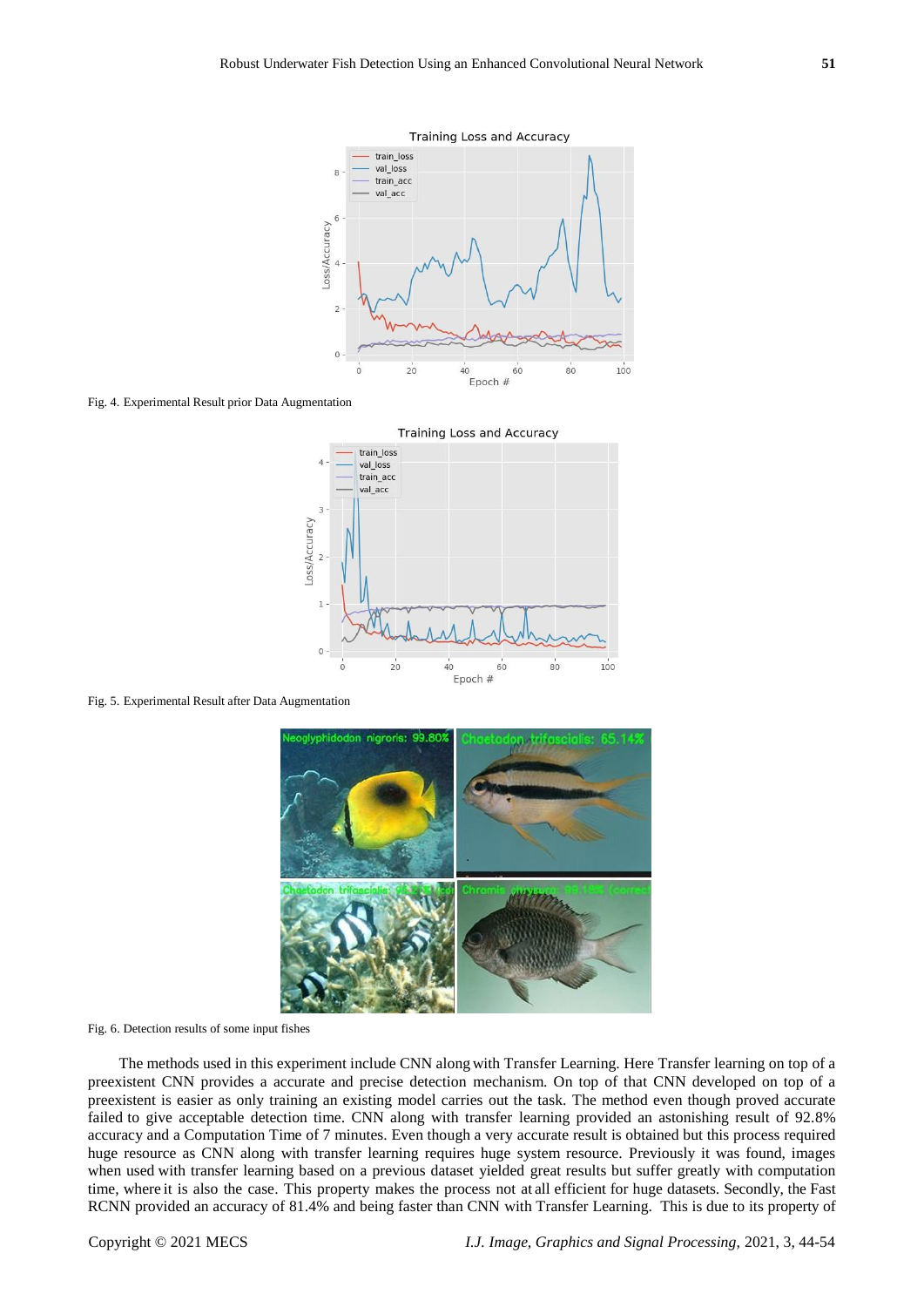Fig. 4. Experimental Result prior Data Augmentation

Fig. 5. Experimental Result after Data Augmentation

Fig. 6. Detection results of some input fishes

The methods used in this experiment include CNN along with Transfer Learning. Here Transfer learning on top of a preexistent CNN provides a accurate and precise detection mechanism. On top of that CNN developed on top of a preexistent is easier as only training an existing model carries out the task. The method even though proved accurate failed to give acceptable detection time. CNN along with transfer learning provided an astonishing result of 92.8% accuracy and a Computation Time of 7 minutes. Even though a very accurate result is obtained but this process required huge resource as CNN along with transfer learning requires huge system resource. Previously it was found, images when used with transfer learning based on a previous dataset yielded great results but suffer greatly with computation time, where it is also the case. This property makes the process not at all efficient for huge datasets. Secondly, the Fast RCNN provided an accuracy of 81.4% and being faster than CNN with Transfer Learning. This is due to its property of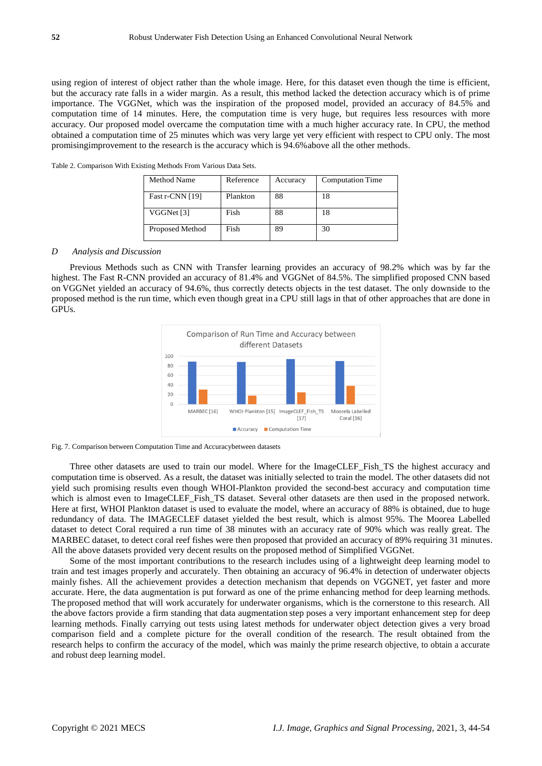using region of interest of object rather than the whole image. Here, for this dataset even though the time is efficient, but the accuracy rate falls in a wider margin. As a result, this method lacked the detection accuracy which is of prime importance. The VGGNet, which was the inspiration of the proposed model, provided an accuracy of 84.5% and computation time of 14 minutes. Here, the computation time is very huge, but requires less resources with more accuracy. Our proposed model overcame the computation time with a much higher accuracy rate. In CPU, the method obtained a computation time of 25 minutes which was very large yet very efficient with respect to CPU only. The most promisingimprovement to the research is the accuracy which is 94.6%above all the other methods.

Table 2. Comparison With Existing Methods From Various Data Sets.

| Method Name | Reference | Accuracy | Computation Time |
|---|---|---|---|
| Fast r-CNN [19] | Plankton | 88 | 18 |
| VGGNet [3] | Fish | 88 | 18 |
| Proposed Method | Fish | 89 | 30 |

### *D Analysis and Discussion*

Previous Methods such as CNN with Transfer learning provides an accuracy of 98.2% which was by far the highest. The Fast R-CNN provided an accuracy of 81.4% and VGGNet of 84.5%. The simplified proposed CNN based on VGGNet yielded an accuracy of 94.6%, thus correctly detects objects in the test dataset. The only downside to the proposed method is the run time, which even though great in a CPU still lags in that of other approaches that are done in GPUs.

Fig. 7. Comparison between Computation Time and Accuracybetween datasets

Three other datasets are used to train our model. Where for the ImageCLEF_Fish_TS the highest accuracy and computation time is observed. As a result, the dataset was initially selected to train the model. The other datasets did not yield such promising results even though WHOI-Plankton provided the second-best accuracy and computation time which is almost even to ImageCLEF_Fish_TS dataset. Several other datasets are then used in the proposed network. Here at first, WHOI Plankton dataset is used to evaluate the model, where an accuracy of 88% is obtained, due to huge redundancy of data. The IMAGECLEF dataset yielded the best result, which is almost 95%. The Moorea Labelled dataset to detect Coral required a run time of 38 minutes with an accuracy rate of 90% which was really great. The MARBEC dataset, to detect coral reef fishes were then proposed that provided an accuracy of 89% requiring 31 minutes. All the above datasets provided very decent results on the proposed method of Simplified VGGNet.

Some of the most important contributions to the research includes using of a lightweight deep learning model to train and test images properly and accurately. Then obtaining an accuracy of 96.4% in detection of underwater objects mainly fishes. All the achievement provides a detection mechanism that depends on VGGNET, yet faster and more accurate. Here, the data augmentation is put forward as one of the prime enhancing method for deep learning methods. The proposed method that will work accurately for underwater organisms, which is the cornerstone to this research. All the above factors provide a firm standing that data augmentation step poses a very important enhancement step for deep learning methods. Finally carrying out tests using latest methods for underwater object detection gives a very broad comparison field and a complete picture for the overall condition of the research. The result obtained from the research helps to confirm the accuracy of the model, which was mainly the prime research objective, to obtain a accurate and robust deep learning model.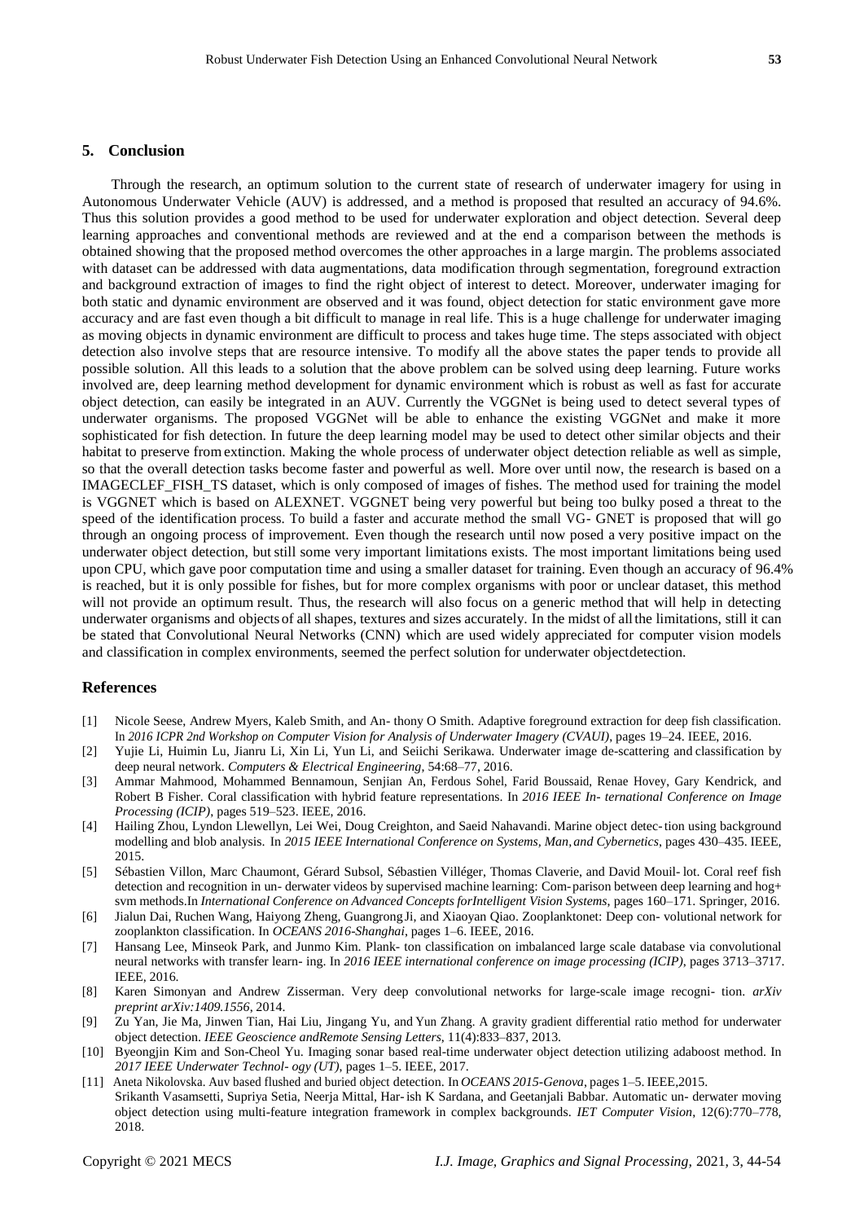## 5. Conclusion

Through the research, an optimum solution to the current state of research of underwater imagery for using in Autonomous Underwater Vehicle (AUV) is addressed, and a method is proposed that resulted an accuracy of 94.6%. Thus this solution provides a good method to be used for underwater exploration and object detection. Several deep learning approaches and conventional methods are reviewed and at the end a comparison between the methods is obtained showing that the proposed method overcomes the other approaches in a large margin. The problems associated with dataset can be addressed with data augmentations, data modification through segmentation, foreground extraction and background extraction of images to find the right object of interest to detect. Moreover, underwater imaging for both static and dynamic environment are observed and it was found, object detection for static environment gave more accuracy and are fast even though a bit difficult to manage in real life. This is a huge challenge for underwater imaging as moving objects in dynamic environment are difficult to process and takes huge time. The steps associated with object detection also involve steps that are resource intensive. To modify all the above states the paper tends to provide all possible solution. All this leads to a solution that the above problem can be solved using deep learning. Future works involved are, deep learning method development for dynamic environment which is robust as well as fast for accurate object detection, can easily be integrated in an AUV. Currently the VGGNet is being used to detect several types of underwater organisms. The proposed VGGNet will be able to enhance the existing VGGNet and make it more sophisticated for fish detection. In future the deep learning model may be used to detect other similar objects and their habitat to preserve from extinction. Making the whole process of underwater object detection reliable as well as simple, so that the overall detection tasks become faster and powerful as well. More over until now, the research is based on a IMAGECLEF_FISH_TS dataset, which is only composed of images of fishes. The method used for training the model is VGGNET which is based on ALEXNET. VGGNET being very powerful but being too bulky posed a threat to the speed of the identification process. To build a faster and accurate method the small VG- GNET is proposed that will go through an ongoing process of improvement. Even though the research until now posed a very positive impact on the underwater object detection, but still some very important limitations exists. The most important limitations being used upon CPU, which gave poor computation time and using a smaller dataset for training. Even though an accuracy of 96.4% is reached, but it is only possible for fishes, but for more complex organisms with poor or unclear dataset, this method will not provide an optimum result. Thus, the research will also focus on a generic method that will help in detecting underwater organisms and objects of all shapes, textures and sizes accurately. In the midst of all the limitations, still it can be stated that Convolutional Neural Networks (CNN) which are used widely appreciated for computer vision models and classification in complex environments, seemed the perfect solution for underwater objectdetection.

## References

[1] Nicole Seese, Andrew Myers, Kaleb Smith, and An- thony O Smith. Adaptive foreground extraction for deep fish classification. In *2016 ICPR 2nd Workshop on Computer Vision for Analysis of Underwater Imagery (CVAUI)*, pages 19–24. IEEE, 2016.

[2] Yujie Li, Huimin Lu, Jianru Li, Xin Li, Yun Li, and Seiichi Serikawa. Underwater image de-scattering and classification by deep neural network. *Computers & Electrical Engineering*, 54:68–77, 2016.

[3] Ammar Mahmood, Mohammed Bennamoun, Senjian An, Ferdous Sohel, Farid Boussaid, Renae Hovey, Gary Kendrick, and Robert B Fisher. Coral classification with hybrid feature representations. In *2016 IEEE In- ternational Conference on Image Processing (ICIP)*, pages 519–523. IEEE, 2016.

[4] Hailing Zhou, Lyndon Llewellyn, Lei Wei, Doug Creighton, and Saeid Nahavandi. Marine object detec- tion using background modelling and blob analysis. In *2015 IEEE International Conference on Systems, Man, and Cybernetics*, pages 430–435. IEEE, 2015.

[5] Sébastien Villon, Marc Chaumont, Gérard Subsol, Sébastien Villéger, Thomas Claverie, and David Mouil- lot. Coral reef fish detection and recognition in un- derwater videos by supervised machine learning: Com- parison between deep learning and hog+ svm methods.In *International Conference on Advanced Concepts forIntelligent Vision Systems*, pages 160–171. Springer, 2016.

[6] Jialun Dai, Ruchen Wang, Haiyong Zheng, Guangrong Ji, and Xiaoyan Qiao. Zooplanktonet: Deep con- volutional network for zooplankton classification. In *OCEANS 2016-Shanghai*, pages 1–6. IEEE, 2016.

[7] Hansang Lee, Minseok Park, and Junmo Kim. Plank- ton classification on imbalanced large scale database via convolutional neural networks with transfer learn- ing. In *2016 IEEE international conference on image processing (ICIP)*, pages 3713–3717. IEEE, 2016.

[8] Karen Simonyan and Andrew Zisserman. Very deep convolutional networks for large-scale image recogni- tion. *arXiv preprint arXiv:1409.1556*, 2014.

[9] Zu Yan, Jie Ma, Jinwen Tian, Hai Liu, Jingang Yu, and Yun Zhang. A gravity gradient differential ratio method for underwater object detection. *IEEE Geoscience andRemote Sensing Letters*, 11(4):833–837, 2013.

[10] Byeongjin Kim and Son-Cheol Yu. Imaging sonar based real-time underwater object detection utilizing adaboost method. In *2017 IEEE Underwater Technol- ogy (UT)*, pages 1–5. IEEE, 2017.

[11] Aneta Nikolovska. Auv based flushed and buried object detection. In *OCEANS 2015-Genova*, pages 1–5. IEEE,2015.

Srikanth Vasamsetti, Supriya Setia, Neerja Mittal, Har- ish K Sardana, and Geetanjali Babbar. Automatic un- derwater moving object detection using multi-feature integration framework in complex backgrounds. *IET Computer Vision*, 12(6):770–778, 2018.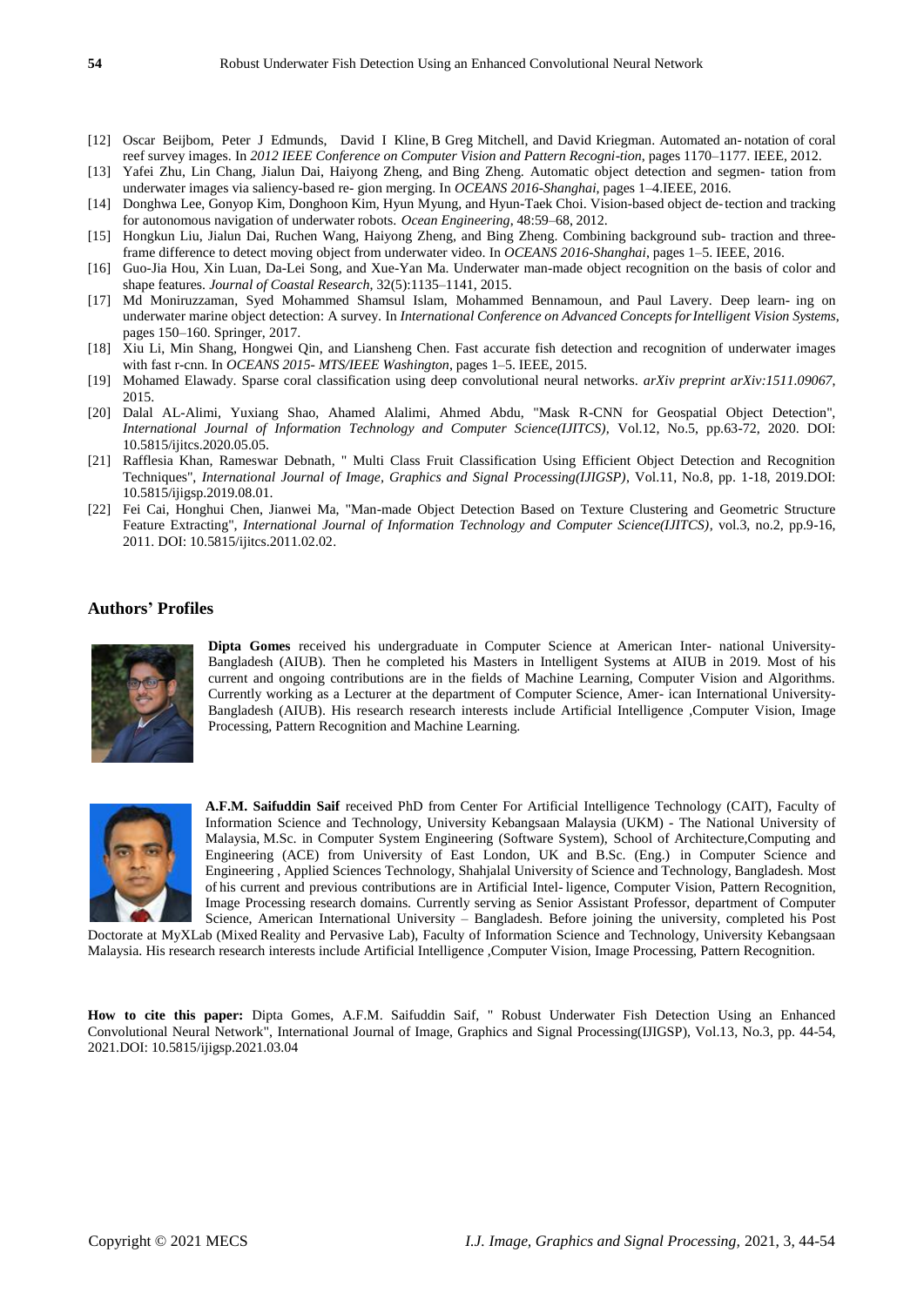[12] Oscar Beijbom, Peter J Edmunds, David I Kline, B Greg Mitchell, and David Kriegman. Automated an- notation of coral reef survey images. In *2012 IEEE Conference on Computer Vision and Pattern Recogni-tion*, pages 1170–1177. IEEE, 2012.

[13] Yafei Zhu, Lin Chang, Jialun Dai, Haiyong Zheng, and Bing Zheng. Automatic object detection and segmen- tation from underwater images via saliency-based re- gion merging. In *OCEANS 2016-Shanghai*, pages 1–4.IEEE, 2016.

[14] Donghwa Lee, Gonyop Kim, Donghoon Kim, Hyun Myung, and Hyun-Taek Choi. Vision-based object de- tection and tracking for autonomous navigation of underwater robots. *Ocean Engineering*, 48:59–68, 2012.

[15] Hongkun Liu, Jialun Dai, Ruchen Wang, Haiyong Zheng, and Bing Zheng. Combining background sub- traction and three-frame difference to detect moving object from underwater video. In *OCEANS 2016-Shanghai*, pages 1–5. IEEE, 2016.

[16] Guo-Jia Hou, Xin Luan, Da-Lei Song, and Xue-Yan Ma. Underwater man-made object recognition on the basis of color and shape features. *Journal of Coastal Research*, 32(5):1135–1141, 2015.

[17] Md Moniruzzaman, Syed Mohammed Shamsul Islam, Mohammed Bennamoun, and Paul Lavery. Deep learn- ing on underwater marine object detection: A survey. In *International Conference on Advanced Concepts for Intelligent Vision Systems*, pages 150–160. Springer, 2017.

[18] Xiu Li, Min Shang, Hongwei Qin, and Liansheng Chen. Fast accurate fish detection and recognition of underwater images with fast r-cnn. In *OCEANS 2015- MTS/IEEE Washington*, pages 1–5. IEEE, 2015.

[19] Mohamed Elawady. Sparse coral classification using deep convolutional neural networks. *arXiv preprint arXiv:1511.09067*, 2015.

[20] Dalal AL-Alimi, Yuxiang Shao, Ahamed Alalimi, Ahmed Abdu, "Mask R-CNN for Geospatial Object Detection", *International Journal of Information Technology and Computer Science(IJITCS)*, Vol.12, No.5, pp.63-72, 2020. DOI: 10.5815/ijitcs.2020.05.05.

[21] Rafflesia Khan, Rameswar Debnath, " Multi Class Fruit Classification Using Efficient Object Detection and Recognition Techniques", *International Journal of Image, Graphics and Signal Processing(IJIGSP)*, Vol.11, No.8, pp. 1-18, 2019.DOI: 10.5815/ijigsp.2019.08.01.

[22] Fei Cai, Honghui Chen, Jianwei Ma, "Man-made Object Detection Based on Texture Clustering and Geometric Structure Feature Extracting", *International Journal of Information Technology and Computer Science(IJITCS)*, vol.3, no.2, pp.9-16, 2011. DOI: 10.5815/ijitcs.2011.02.02.

## Authors' Profiles

**Dipta Gomes** received his undergraduate in Computer Science at American Inter- national University-Bangladesh (AIUB). Then he completed his Masters in Intelligent Systems at AIUB in 2019. Most of his current and ongoing contributions are in the fields of Machine Learning, Computer Vision and Algorithms. Currently working as a Lecturer at the department of Computer Science, Amer- ican International University-Bangladesh (AIUB). His research research interests include Artificial Intelligence ,Computer Vision, Image Processing, Pattern Recognition and Machine Learning.

**A.F.M. Saifuddin Saif** received PhD from Center For Artificial Intelligence Technology (CAIT), Faculty of Information Science and Technology, University Kebangsaan Malaysia (UKM) - The National University of Malaysia, M.Sc. in Computer System Engineering (Software System), School of Architecture,Computing and Engineering (ACE) from University of East London, UK and B.Sc. (Eng.) in Computer Science and Engineering , Applied Sciences Technology, Shahjalal University of Science and Technology, Bangladesh. Most of his current and previous contributions are in Artificial Intel- ligence, Computer Vision, Pattern Recognition, Image Processing research domains. Currently serving as Senior Assistant Professor, department of Computer Science, American International University – Bangladesh. Before joining the university, completed his Post Doctorate at MyXLab (Mixed Reality and Pervasive Lab), Faculty of Information Science and Technology, University Kebangsaan Malaysia. His research research interests include Artificial Intelligence ,Computer Vision, Image Processing, Pattern Recognition.

**How to cite this paper:** Dipta Gomes, A.F.M. Saifuddin Saif, " Robust Underwater Fish Detection Using an Enhanced Convolutional Neural Network", International Journal of Image, Graphics and Signal Processing(IJIGSP), Vol.13, No.3, pp. 44-54, 2021.DOI: 10.5815/ijigsp.2021.03.04